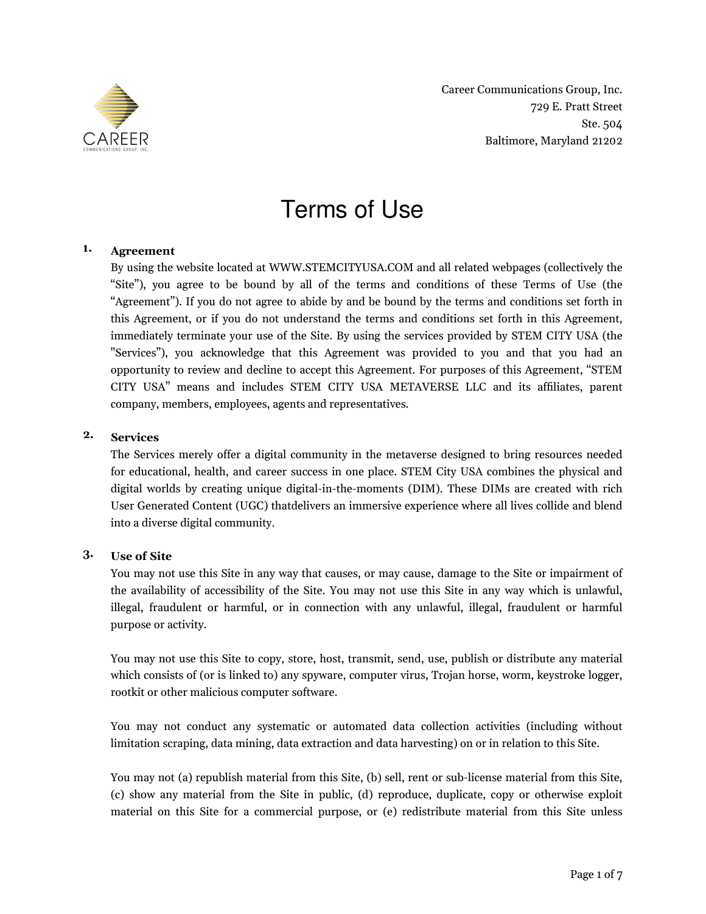Career Communications Group, Inc.
729 E. Pratt Street
Ste. 504
Baltimore, Maryland 21202

# Terms of Use

## 1. Agreement

By using the website located at WWW.STEMCITYUSA.COM and all related webpages (collectively the "Site"), you agree to be bound by all of the terms and conditions of these Terms of Use (the "Agreement"). If you do not agree to abide by and be bound by the terms and conditions set forth in this Agreement, or if you do not understand the terms and conditions set forth in this Agreement, immediately terminate your use of the Site. By using the services provided by STEM CITY USA (the "Services"), you acknowledge that this Agreement was provided to you and that you had an opportunity to review and decline to accept this Agreement. For purposes of this Agreement, "STEM CITY USA" means and includes STEM CITY USA METAVERSE LLC and its affiliates, parent company, members, employees, agents and representatives.

## 2. Services

The Services merely offer a digital community in the metaverse designed to bring resources needed for educational, health, and career success in one place. STEM City USA combines the physical and digital worlds by creating unique digital-in-the-moments (DIM). These DIMs are created with rich User Generated Content (UGC) thatdelivers an immersive experience where all lives collide and blend into a diverse digital community.

## 3. Use of Site

You may not use this Site in any way that causes, or may cause, damage to the Site or impairment of the availability of accessibility of the Site. You may not use this Site in any way which is unlawful, illegal, fraudulent or harmful, or in connection with any unlawful, illegal, fraudulent or harmful purpose or activity.

You may not use this Site to copy, store, host, transmit, send, use, publish or distribute any material which consists of (or is linked to) any spyware, computer virus, Trojan horse, worm, keystroke logger, rootkit or other malicious computer software.

You may not conduct any systematic or automated data collection activities (including without limitation scraping, data mining, data extraction and data harvesting) on or in relation to this Site.

You may not (a) republish material from this Site, (b) sell, rent or sub-license material from this Site, (c) show any material from the Site in public, (d) reproduce, duplicate, copy or otherwise exploit material on this Site for a commercial purpose, or (e) redistribute material from this Site unless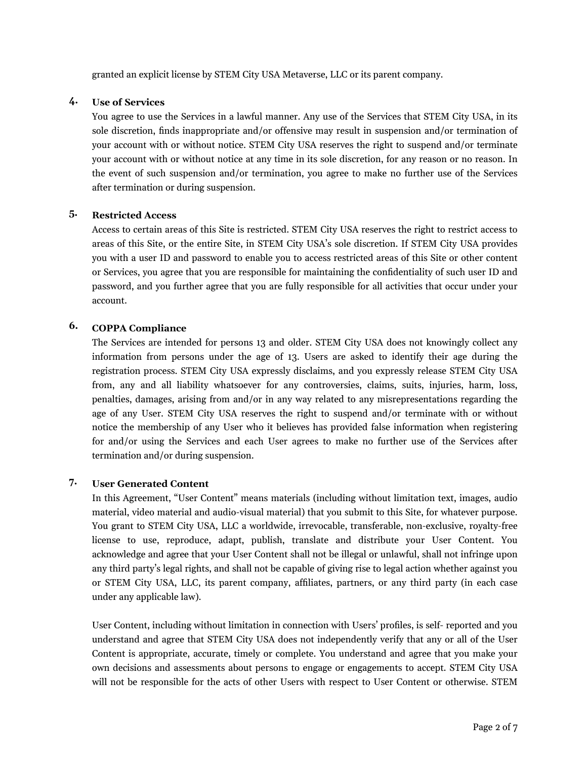granted an explicit license by STEM City USA Metaverse, LLC or its parent company.

## 4. Use of Services

You agree to use the Services in a lawful manner. Any use of the Services that STEM City USA, in its sole discretion, finds inappropriate and/or offensive may result in suspension and/or termination of your account with or without notice. STEM City USA reserves the right to suspend and/or terminate your account with or without notice at any time in its sole discretion, for any reason or no reason. In the event of such suspension and/or termination, you agree to make no further use of the Services after termination or during suspension.

## 5. Restricted Access

Access to certain areas of this Site is restricted. STEM City USA reserves the right to restrict access to areas of this Site, or the entire Site, in STEM City USA's sole discretion. If STEM City USA provides you with a user ID and password to enable you to access restricted areas of this Site or other content or Services, you agree that you are responsible for maintaining the confidentiality of such user ID and password, and you further agree that you are fully responsible for all activities that occur under your account.

## 6. COPPA Compliance

The Services are intended for persons 13 and older. STEM City USA does not knowingly collect any information from persons under the age of 13. Users are asked to identify their age during the registration process. STEM City USA expressly disclaims, and you expressly release STEM City USA from, any and all liability whatsoever for any controversies, claims, suits, injuries, harm, loss, penalties, damages, arising from and/or in any way related to any misrepresentations regarding the age of any User. STEM City USA reserves the right to suspend and/or terminate with or without notice the membership of any User who it believes has provided false information when registering for and/or using the Services and each User agrees to make no further use of the Services after termination and/or during suspension.

## 7. User Generated Content

In this Agreement, "User Content" means materials (including without limitation text, images, audio material, video material and audio-visual material) that you submit to this Site, for whatever purpose. You grant to STEM City USA, LLC a worldwide, irrevocable, transferable, non-exclusive, royalty-free license to use, reproduce, adapt, publish, translate and distribute your User Content. You acknowledge and agree that your User Content shall not be illegal or unlawful, shall not infringe upon any third party's legal rights, and shall not be capable of giving rise to legal action whether against you or STEM City USA, LLC, its parent company, affiliates, partners, or any third party (in each case under any applicable law).

User Content, including without limitation in connection with Users' profiles, is self- reported and you understand and agree that STEM City USA does not independently verify that any or all of the User Content is appropriate, accurate, timely or complete. You understand and agree that you make your own decisions and assessments about persons to engage or engagements to accept. STEM City USA will not be responsible for the acts of other Users with respect to User Content or otherwise. STEM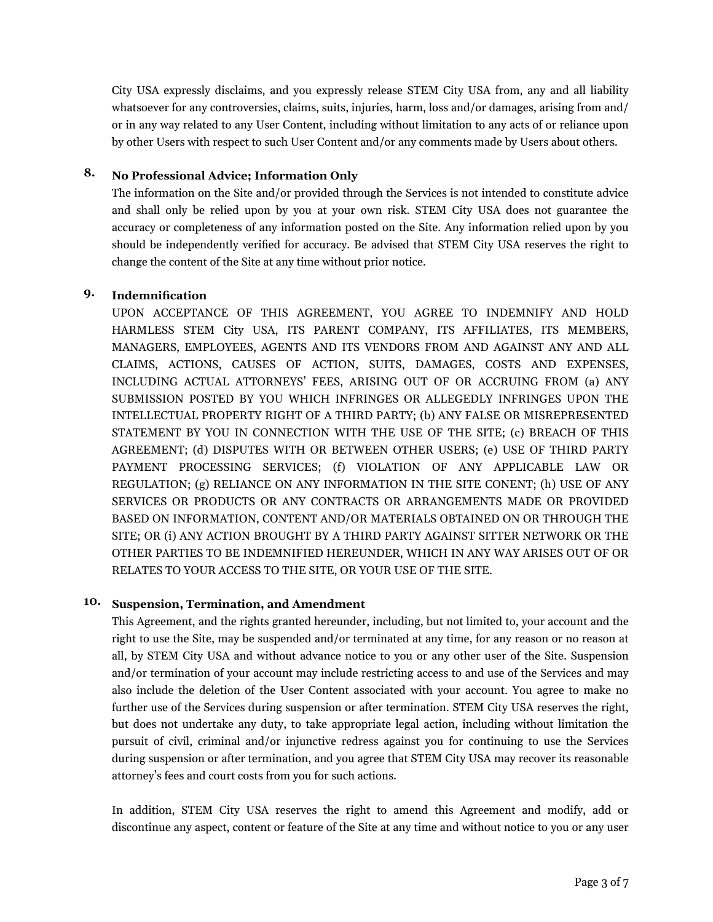City USA expressly disclaims, and you expressly release STEM City USA from, any and all liability whatsoever for any controversies, claims, suits, injuries, harm, loss and/or damages, arising from and/or in any way related to any User Content, including without limitation to any acts of or reliance upon by other Users with respect to such User Content and/or any comments made by Users about others.

## 8. No Professional Advice; Information Only

The information on the Site and/or provided through the Services is not intended to constitute advice and shall only be relied upon by you at your own risk. STEM City USA does not guarantee the accuracy or completeness of any information posted on the Site. Any information relied upon by you should be independently verified for accuracy. Be advised that STEM City USA reserves the right to change the content of the Site at any time without prior notice.

## 9. Indemnification

UPON ACCEPTANCE OF THIS AGREEMENT, YOU AGREE TO INDEMNIFY AND HOLD HARMLESS STEM City USA, ITS PARENT COMPANY, ITS AFFILIATES, ITS MEMBERS, MANAGERS, EMPLOYEES, AGENTS AND ITS VENDORS FROM AND AGAINST ANY AND ALL CLAIMS, ACTIONS, CAUSES OF ACTION, SUITS, DAMAGES, COSTS AND EXPENSES, INCLUDING ACTUAL ATTORNEYS' FEES, ARISING OUT OF OR ACCRUING FROM (a) ANY SUBMISSION POSTED BY YOU WHICH INFRINGES OR ALLEGEDLY INFRINGES UPON THE INTELLECTUAL PROPERTY RIGHT OF A THIRD PARTY; (b) ANY FALSE OR MISREPRESENTED STATEMENT BY YOU IN CONNECTION WITH THE USE OF THE SITE; (c) BREACH OF THIS AGREEMENT; (d) DISPUTES WITH OR BETWEEN OTHER USERS; (e) USE OF THIRD PARTY PAYMENT PROCESSING SERVICES; (f) VIOLATION OF ANY APPLICABLE LAW OR REGULATION; (g) RELIANCE ON ANY INFORMATION IN THE SITE CONENT; (h) USE OF ANY SERVICES OR PRODUCTS OR ANY CONTRACTS OR ARRANGEMENTS MADE OR PROVIDED BASED ON INFORMATION, CONTENT AND/OR MATERIALS OBTAINED ON OR THROUGH THE SITE; OR (i) ANY ACTION BROUGHT BY A THIRD PARTY AGAINST SITTER NETWORK OR THE OTHER PARTIES TO BE INDEMNIFIED HEREUNDER, WHICH IN ANY WAY ARISES OUT OF OR RELATES TO YOUR ACCESS TO THE SITE, OR YOUR USE OF THE SITE.

## 10. Suspension, Termination, and Amendment

This Agreement, and the rights granted hereunder, including, but not limited to, your account and the right to use the Site, may be suspended and/or terminated at any time, for any reason or no reason at all, by STEM City USA and without advance notice to you or any other user of the Site. Suspension and/or termination of your account may include restricting access to and use of the Services and may also include the deletion of the User Content associated with your account. You agree to make no further use of the Services during suspension or after termination. STEM City USA reserves the right, but does not undertake any duty, to take appropriate legal action, including without limitation the pursuit of civil, criminal and/or injunctive redress against you for continuing to use the Services during suspension or after termination, and you agree that STEM City USA may recover its reasonable attorney's fees and court costs from you for such actions.

In addition, STEM City USA reserves the right to amend this Agreement and modify, add or discontinue any aspect, content or feature of the Site at any time and without notice to you or any user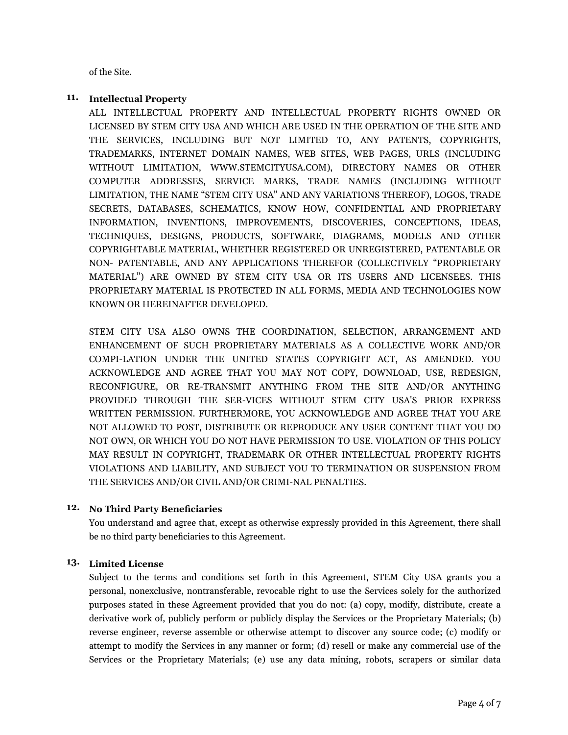of the Site.

## 11. Intellectual Property

ALL INTELLECTUAL PROPERTY AND INTELLECTUAL PROPERTY RIGHTS OWNED OR LICENSED BY STEM CITY USA AND WHICH ARE USED IN THE OPERATION OF THE SITE AND THE SERVICES, INCLUDING BUT NOT LIMITED TO, ANY PATENTS, COPYRIGHTS, TRADEMARKS, INTERNET DOMAIN NAMES, WEB SITES, WEB PAGES, URLS (INCLUDING WITHOUT LIMITATION, WWW.STEMCITYUSA.COM), DIRECTORY NAMES OR OTHER COMPUTER ADDRESSES, SERVICE MARKS, TRADE NAMES (INCLUDING WITHOUT LIMITATION, THE NAME "STEM CITY USA" AND ANY VARIATIONS THEREOF), LOGOS, TRADE SECRETS, DATABASES, SCHEMATICS, KNOW HOW, CONFIDENTIAL AND PROPRIETARY INFORMATION, INVENTIONS, IMPROVEMENTS, DISCOVERIES, CONCEPTIONS, IDEAS, TECHNIQUES, DESIGNS, PRODUCTS, SOFTWARE, DIAGRAMS, MODELS AND OTHER COPYRIGHTABLE MATERIAL, WHETHER REGISTERED OR UNREGISTERED, PATENTABLE OR NON- PATENTABLE, AND ANY APPLICATIONS THEREFOR (COLLECTIVELY "PROPRIETARY MATERIAL") ARE OWNED BY STEM CITY USA OR ITS USERS AND LICENSEES. THIS PROPRIETARY MATERIAL IS PROTECTED IN ALL FORMS, MEDIA AND TECHNOLOGIES NOW KNOWN OR HEREINAFTER DEVELOPED.

STEM CITY USA ALSO OWNS THE COORDINATION, SELECTION, ARRANGEMENT AND ENHANCEMENT OF SUCH PROPRIETARY MATERIALS AS A COLLECTIVE WORK AND/OR COMPI-LATION UNDER THE UNITED STATES COPYRIGHT ACT, AS AMENDED. YOU ACKNOWLEDGE AND AGREE THAT YOU MAY NOT COPY, DOWNLOAD, USE, REDESIGN, RECONFIGURE, OR RE-TRANSMIT ANYTHING FROM THE SITE AND/OR ANYTHING PROVIDED THROUGH THE SER-VICES WITHOUT STEM CITY USA'S PRIOR EXPRESS WRITTEN PERMISSION. FURTHERMORE, YOU ACKNOWLEDGE AND AGREE THAT YOU ARE NOT ALLOWED TO POST, DISTRIBUTE OR REPRODUCE ANY USER CONTENT THAT YOU DO NOT OWN, OR WHICH YOU DO NOT HAVE PERMISSION TO USE. VIOLATION OF THIS POLICY MAY RESULT IN COPYRIGHT, TRADEMARK OR OTHER INTELLECTUAL PROPERTY RIGHTS VIOLATIONS AND LIABILITY, AND SUBJECT YOU TO TERMINATION OR SUSPENSION FROM THE SERVICES AND/OR CIVIL AND/OR CRIMI-NAL PENALTIES.

## 12. No Third Party Beneficiaries

You understand and agree that, except as otherwise expressly provided in this Agreement, there shall be no third party beneficiaries to this Agreement.

## 13. Limited License

Subject to the terms and conditions set forth in this Agreement, STEM City USA grants you a personal, nonexclusive, nontransferable, revocable right to use the Services solely for the authorized purposes stated in these Agreement provided that you do not: (a) copy, modify, distribute, create a derivative work of, publicly perform or publicly display the Services or the Proprietary Materials; (b) reverse engineer, reverse assemble or otherwise attempt to discover any source code; (c) modify or attempt to modify the Services in any manner or form; (d) resell or make any commercial use of the Services or the Proprietary Materials; (e) use any data mining, robots, scrapers or similar data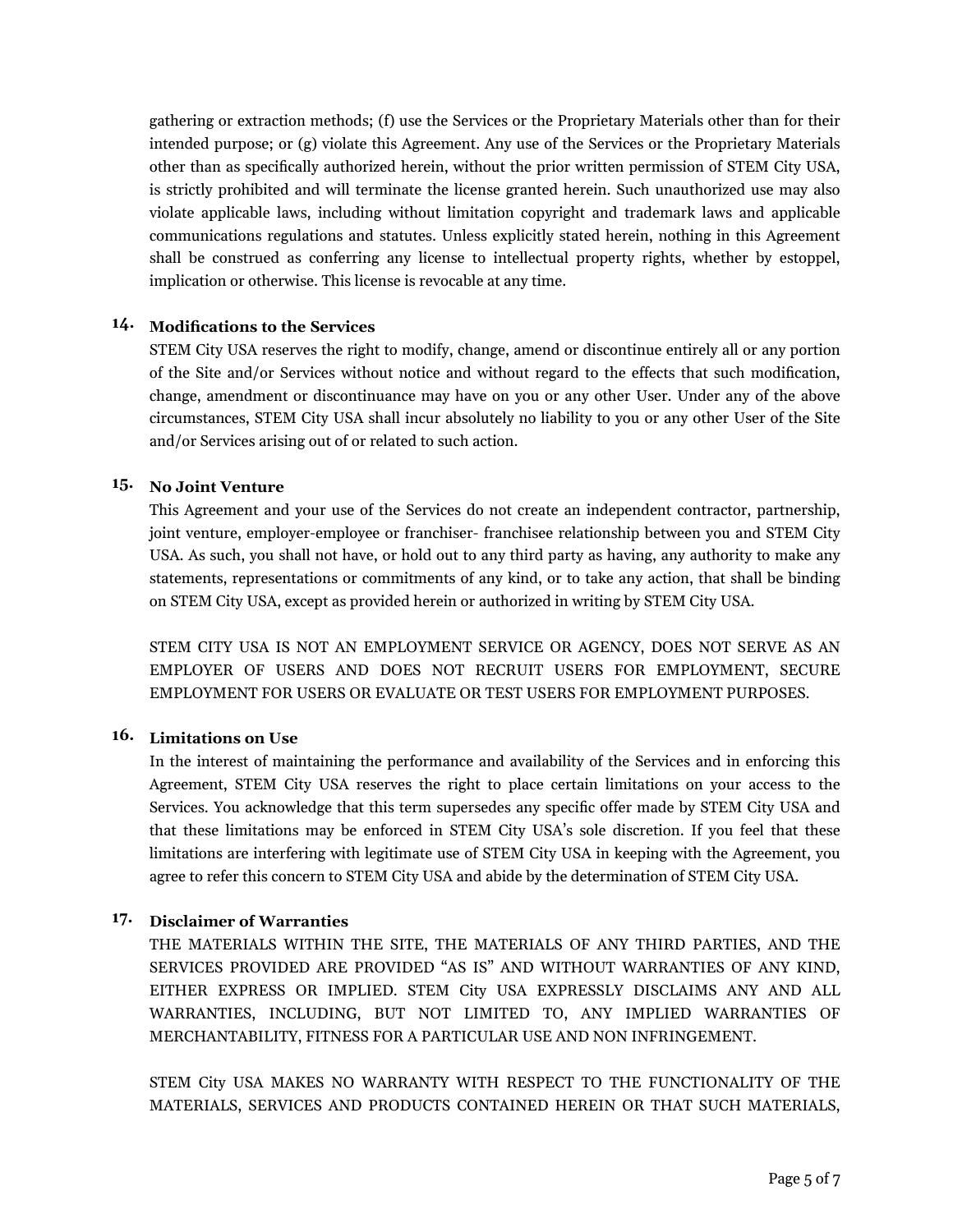gathering or extraction methods; (f) use the Services or the Proprietary Materials other than for their intended purpose; or (g) violate this Agreement. Any use of the Services or the Proprietary Materials other than as specifically authorized herein, without the prior written permission of STEM City USA, is strictly prohibited and will terminate the license granted herein. Such unauthorized use may also violate applicable laws, including without limitation copyright and trademark laws and applicable communications regulations and statutes. Unless explicitly stated herein, nothing in this Agreement shall be construed as conferring any license to intellectual property rights, whether by estoppel, implication or otherwise. This license is revocable at any time.

## 14. Modifications to the Services

STEM City USA reserves the right to modify, change, amend or discontinue entirely all or any portion of the Site and/or Services without notice and without regard to the effects that such modification, change, amendment or discontinuance may have on you or any other User. Under any of the above circumstances, STEM City USA shall incur absolutely no liability to you or any other User of the Site and/or Services arising out of or related to such action.

## 15. No Joint Venture

This Agreement and your use of the Services do not create an independent contractor, partnership, joint venture, employer-employee or franchiser- franchisee relationship between you and STEM City USA. As such, you shall not have, or hold out to any third party as having, any authority to make any statements, representations or commitments of any kind, or to take any action, that shall be binding on STEM City USA, except as provided herein or authorized in writing by STEM City USA.

STEM CITY USA IS NOT AN EMPLOYMENT SERVICE OR AGENCY, DOES NOT SERVE AS AN EMPLOYER OF USERS AND DOES NOT RECRUIT USERS FOR EMPLOYMENT, SECURE EMPLOYMENT FOR USERS OR EVALUATE OR TEST USERS FOR EMPLOYMENT PURPOSES.

## 16. Limitations on Use

In the interest of maintaining the performance and availability of the Services and in enforcing this Agreement, STEM City USA reserves the right to place certain limitations on your access to the Services. You acknowledge that this term supersedes any specific offer made by STEM City USA and that these limitations may be enforced in STEM City USA's sole discretion. If you feel that these limitations are interfering with legitimate use of STEM City USA in keeping with the Agreement, you agree to refer this concern to STEM City USA and abide by the determination of STEM City USA.

## 17. Disclaimer of Warranties

THE MATERIALS WITHIN THE SITE, THE MATERIALS OF ANY THIRD PARTIES, AND THE SERVICES PROVIDED ARE PROVIDED "AS IS" AND WITHOUT WARRANTIES OF ANY KIND, EITHER EXPRESS OR IMPLIED. STEM City USA EXPRESSLY DISCLAIMS ANY AND ALL WARRANTIES, INCLUDING, BUT NOT LIMITED TO, ANY IMPLIED WARRANTIES OF MERCHANTABILITY, FITNESS FOR A PARTICULAR USE AND NON INFRINGEMENT.

STEM City USA MAKES NO WARRANTY WITH RESPECT TO THE FUNCTIONALITY OF THE MATERIALS, SERVICES AND PRODUCTS CONTAINED HEREIN OR THAT SUCH MATERIALS,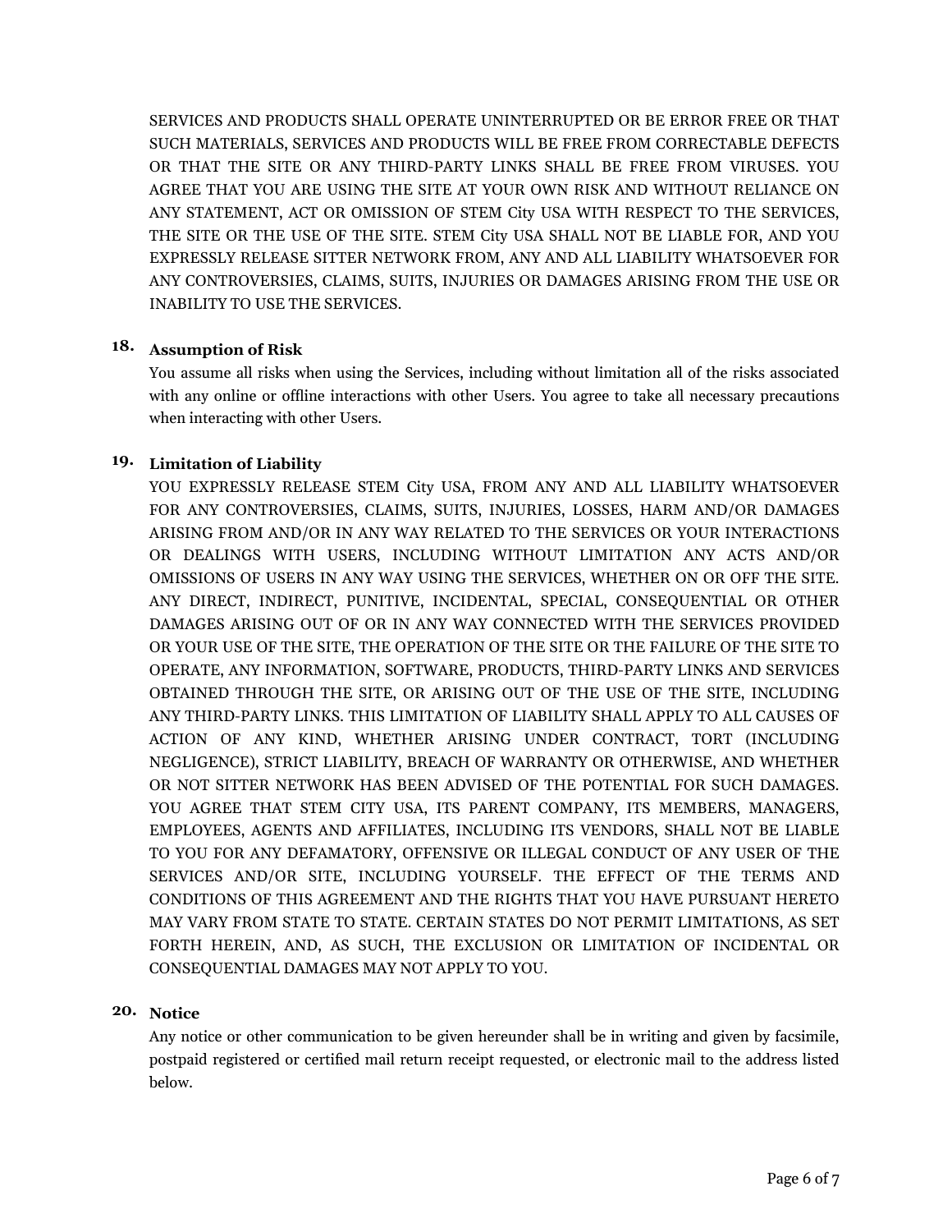SERVICES AND PRODUCTS SHALL OPERATE UNINTERRUPTED OR BE ERROR FREE OR THAT SUCH MATERIALS, SERVICES AND PRODUCTS WILL BE FREE FROM CORRECTABLE DEFECTS OR THAT THE SITE OR ANY THIRD-PARTY LINKS SHALL BE FREE FROM VIRUSES. YOU AGREE THAT YOU ARE USING THE SITE AT YOUR OWN RISK AND WITHOUT RELIANCE ON ANY STATEMENT, ACT OR OMISSION OF STEM City USA WITH RESPECT TO THE SERVICES, THE SITE OR THE USE OF THE SITE. STEM City USA SHALL NOT BE LIABLE FOR, AND YOU EXPRESSLY RELEASE SITTER NETWORK FROM, ANY AND ALL LIABILITY WHATSOEVER FOR ANY CONTROVERSIES, CLAIMS, SUITS, INJURIES OR DAMAGES ARISING FROM THE USE OR INABILITY TO USE THE SERVICES.

## 18. Assumption of Risk

You assume all risks when using the Services, including without limitation all of the risks associated with any online or offline interactions with other Users. You agree to take all necessary precautions when interacting with other Users.

## 19. Limitation of Liability

YOU EXPRESSLY RELEASE STEM City USA, FROM ANY AND ALL LIABILITY WHATSOEVER FOR ANY CONTROVERSIES, CLAIMS, SUITS, INJURIES, LOSSES, HARM AND/OR DAMAGES ARISING FROM AND/OR IN ANY WAY RELATED TO THE SERVICES OR YOUR INTERACTIONS OR DEALINGS WITH USERS, INCLUDING WITHOUT LIMITATION ANY ACTS AND/OR OMISSIONS OF USERS IN ANY WAY USING THE SERVICES, WHETHER ON OR OFF THE SITE. ANY DIRECT, INDIRECT, PUNITIVE, INCIDENTAL, SPECIAL, CONSEQUENTIAL OR OTHER DAMAGES ARISING OUT OF OR IN ANY WAY CONNECTED WITH THE SERVICES PROVIDED OR YOUR USE OF THE SITE, THE OPERATION OF THE SITE OR THE FAILURE OF THE SITE TO OPERATE, ANY INFORMATION, SOFTWARE, PRODUCTS, THIRD-PARTY LINKS AND SERVICES OBTAINED THROUGH THE SITE, OR ARISING OUT OF THE USE OF THE SITE, INCLUDING ANY THIRD-PARTY LINKS. THIS LIMITATION OF LIABILITY SHALL APPLY TO ALL CAUSES OF ACTION OF ANY KIND, WHETHER ARISING UNDER CONTRACT, TORT (INCLUDING NEGLIGENCE), STRICT LIABILITY, BREACH OF WARRANTY OR OTHERWISE, AND WHETHER OR NOT SITTER NETWORK HAS BEEN ADVISED OF THE POTENTIAL FOR SUCH DAMAGES. YOU AGREE THAT STEM CITY USA, ITS PARENT COMPANY, ITS MEMBERS, MANAGERS, EMPLOYEES, AGENTS AND AFFILIATES, INCLUDING ITS VENDORS, SHALL NOT BE LIABLE TO YOU FOR ANY DEFAMATORY, OFFENSIVE OR ILLEGAL CONDUCT OF ANY USER OF THE SERVICES AND/OR SITE, INCLUDING YOURSELF. THE EFFECT OF THE TERMS AND CONDITIONS OF THIS AGREEMENT AND THE RIGHTS THAT YOU HAVE PURSUANT HERETO MAY VARY FROM STATE TO STATE. CERTAIN STATES DO NOT PERMIT LIMITATIONS, AS SET FORTH HEREIN, AND, AS SUCH, THE EXCLUSION OR LIMITATION OF INCIDENTAL OR CONSEQUENTIAL DAMAGES MAY NOT APPLY TO YOU.

## 20. Notice

Any notice or other communication to be given hereunder shall be in writing and given by facsimile, postpaid registered or certified mail return receipt requested, or electronic mail to the address listed below.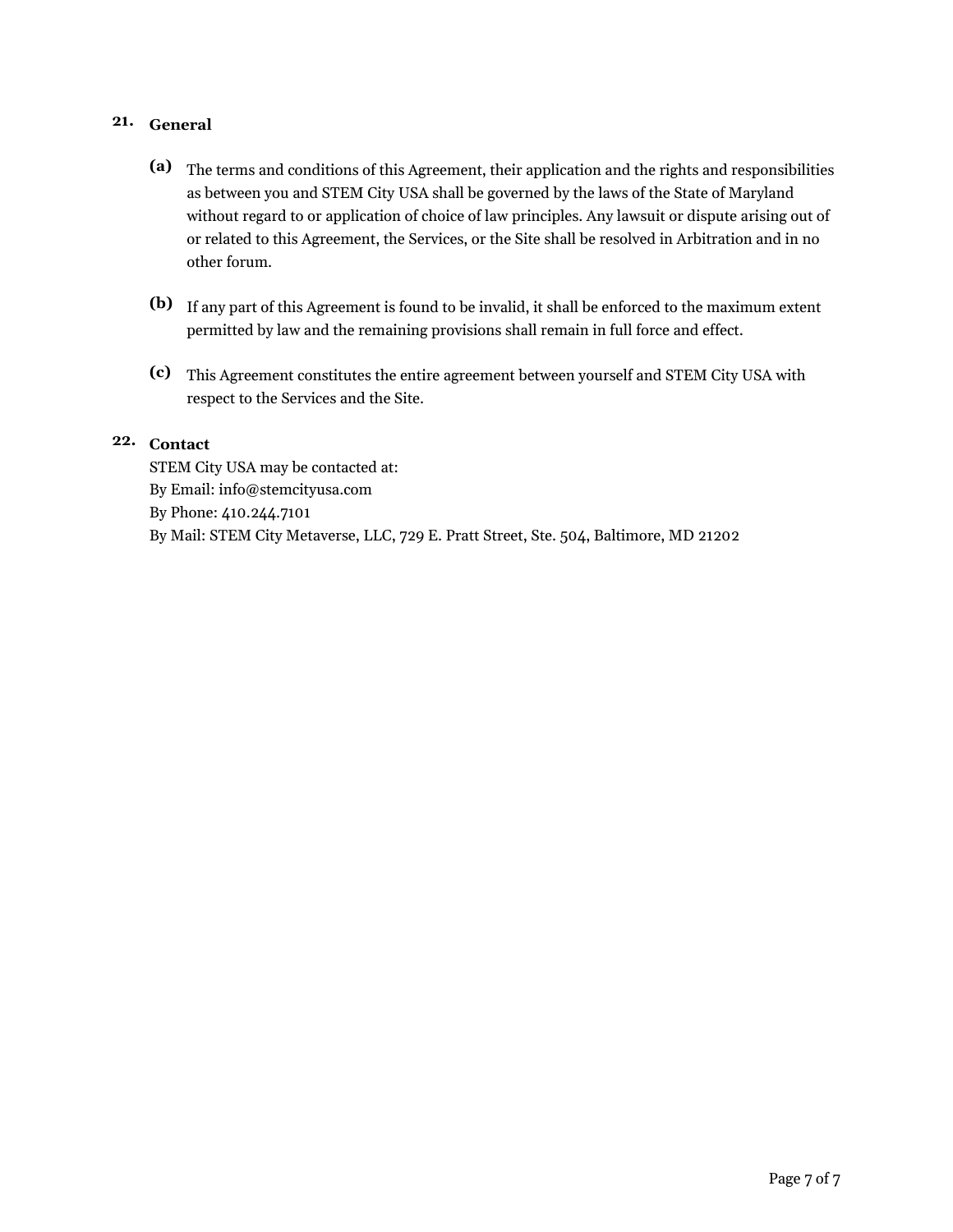## 21. General

**(a)** The terms and conditions of this Agreement, their application and the rights and responsibilities as between you and STEM City USA shall be governed by the laws of the State of Maryland without regard to or application of choice of law principles. Any lawsuit or dispute arising out of or related to this Agreement, the Services, or the Site shall be resolved in Arbitration and in no other forum.

**(b)** If any part of this Agreement is found to be invalid, it shall be enforced to the maximum extent permitted by law and the remaining provisions shall remain in full force and effect.

**(c)** This Agreement constitutes the entire agreement between yourself and STEM City USA with respect to the Services and the Site.

## 22. Contact

STEM City USA may be contacted at:
By Email: info@stemcityusa.com
By Phone: 410.244.7101
By Mail: STEM City Metaverse, LLC, 729 E. Pratt Street, Ste. 504, Baltimore, MD 21202